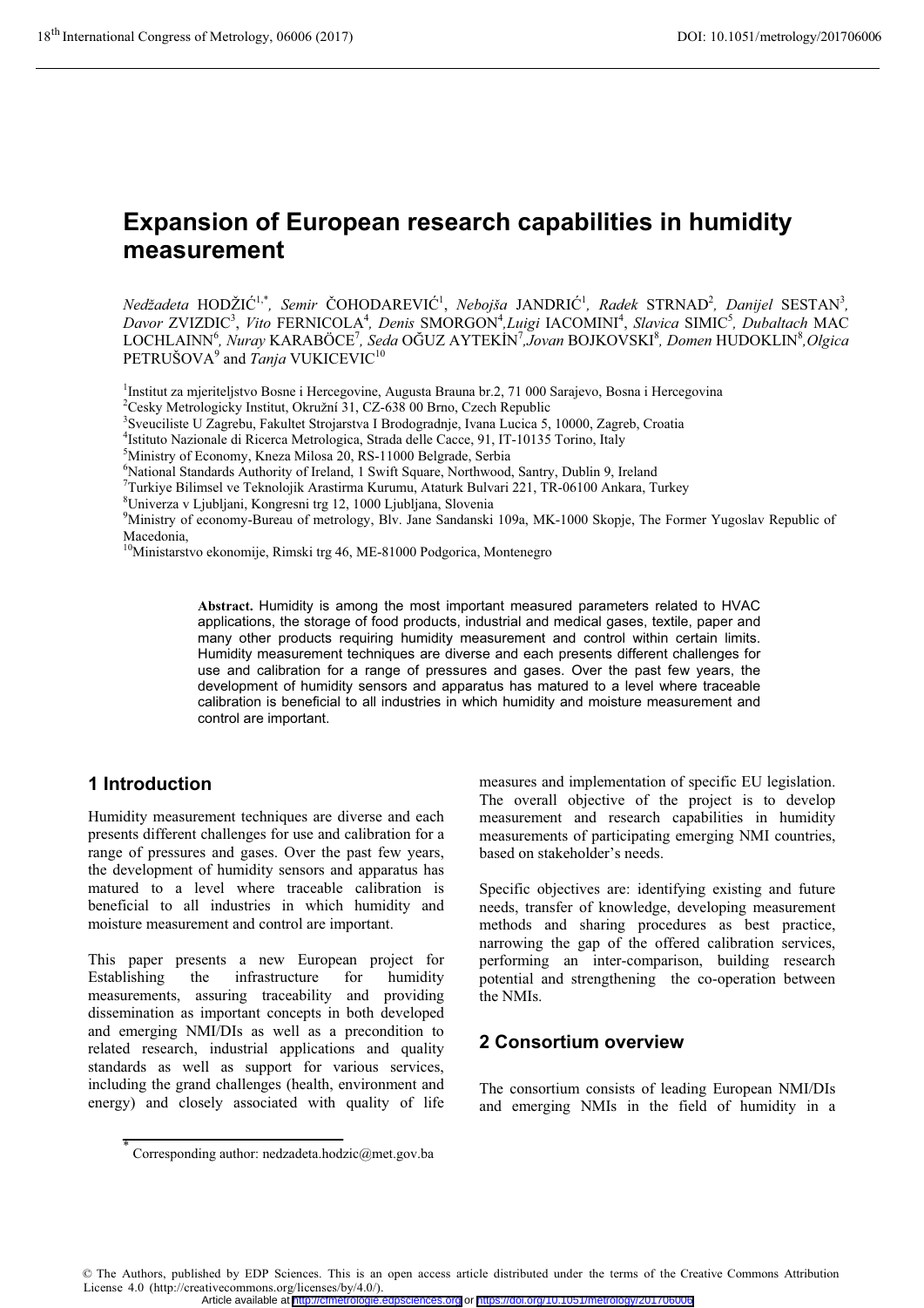# Expansion of European research capabilities in humidity measurement

*Nedžadeta* HODŽIĆ[1,*], *Semir* ČOHODAREVIĆ[1], *Nebojša* JANDRIĆ[1], *Radek* STRNAD[2], *Danijel* SESTAN[3], *Davor* ZVIZDIC[3], *Vito* FERNICOLA[4], *Denis* SMORGON[4], *Luigi* IACOMINI[4], *Slavica* SIMIC[5], *Dubaltach* MAC LOCHLAINN[6], *Nuray* KARABÖCE[7], *Seda* OĞUZ AYTEKİN[7], *Jovan* BOJKOVSKI[8], *Domen* HUDOKLIN[8], *Olgica* PETRUŠOVA[9] and *Tanja* VUKICEVIC[10]

[1]Institut za mjeriteljstvo Bosne i Hercegovine, Augusta Brauna br.2, 71 000 Sarajevo, Bosna i Hercegovina
[2]Cesky Metrologicky Institut, Okružní 31, CZ-638 00 Brno, Czech Republic
[3]Sveuciliste U Zagrebu, Fakultet Strojarstva I Brodogradnje, Ivana Lucica 5, 10000, Zagreb, Croatia
[4]Istituto Nazionale di Ricerca Metrologica, Strada delle Cacce, 91, IT-10135 Torino, Italy
[5]Ministry of Economy, Kneza Milosa 20, RS-11000 Belgrade, Serbia
[6]National Standards Authority of Ireland, 1 Swift Square, Northwood, Santry, Dublin 9, Ireland
[7]Turkiye Bilimsel ve Teknolojik Arastirma Kurumu, Ataturk Bulvari 221, TR-06100 Ankara, Turkey
[8]Univerza v Ljubljani, Kongresni trg 12, 1000 Ljubljana, Slovenia
[9]Ministry of economy-Bureau of metrology, Blv. Jane Sandanski 109a, MK-1000 Skopje, The Former Yugoslav Republic of Macedonia,
[10]Ministarstvo ekonomije, Rimski trg 46, ME-81000 Podgorica, Montenegro

**Abstract.** Humidity is among the most important measured parameters related to HVAC applications, the storage of food products, industrial and medical gases, textile, paper and many other products requiring humidity measurement and control within certain limits. Humidity measurement techniques are diverse and each presents different challenges for use and calibration for a range of pressures and gases. Over the past few years, the development of humidity sensors and apparatus has matured to a level where traceable calibration is beneficial to all industries in which humidity and moisture measurement and control are important.

## 1 Introduction

Humidity measurement techniques are diverse and each presents different challenges for use and calibration for a range of pressures and gases. Over the past few years, the development of humidity sensors and apparatus has matured to a level where traceable calibration is beneficial to all industries in which humidity and moisture measurement and control are important.

This paper presents a new European project for Establishing the infrastructure for humidity measurements, assuring traceability and providing dissemination as important concepts in both developed and emerging NMI/DIs as well as a precondition to related research, industrial applications and quality standards as well as support for various services, including the grand challenges (health, environment and energy) and closely associated with quality of life measures and implementation of specific EU legislation. The overall objective of the project is to develop measurement and research capabilities in humidity measurements of participating emerging NMI countries, based on stakeholder's needs.

Specific objectives are: identifying existing and future needs, transfer of knowledge, developing measurement methods and sharing procedures as best practice, narrowing the gap of the offered calibration services, performing an inter-comparison, building research potential and strengthening the co-operation between the NMIs.

## 2 Consortium overview

The consortium consists of leading European NMI/DIs and emerging NMIs in the field of humidity in a

* Corresponding author: nedzadeta.hodzic@met.gov.ba

© The Authors, published by EDP Sciences. This is an open access article distributed under the terms of the Creative Commons Attribution License 4.0 (http://creativecommons.org/licenses/by/4.0/).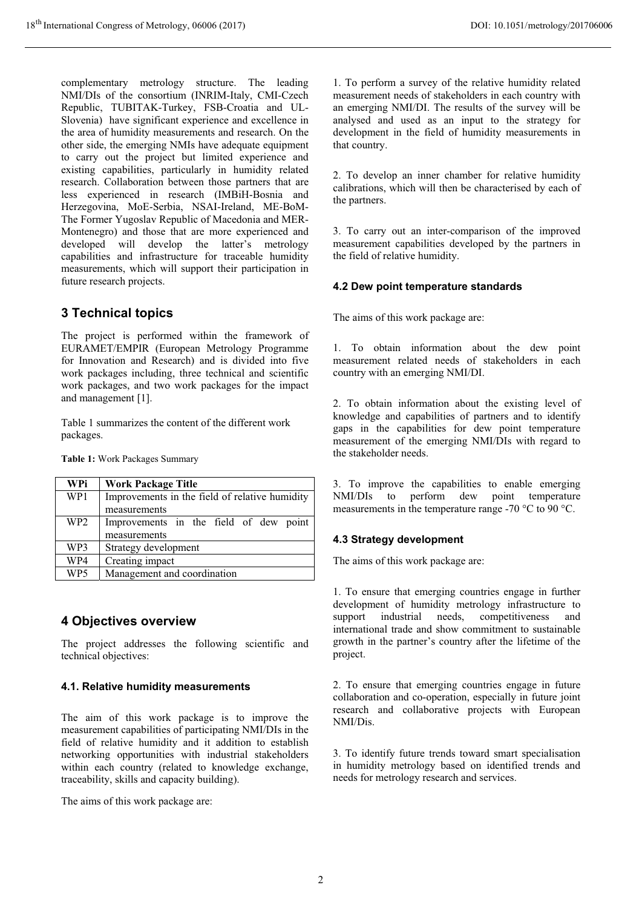complementary metrology structure. The leading NMI/DIs of the consortium (INRIM-Italy, CMI-Czech Republic, TUBITAK-Turkey, FSB-Croatia and UL-Slovenia) have significant experience and excellence in the area of humidity measurements and research. On the other side, the emerging NMIs have adequate equipment to carry out the project but limited experience and existing capabilities, particularly in humidity related research. Collaboration between those partners that are less experienced in research (IMBiH-Bosnia and Herzegovina, MoE-Serbia, NSAI-Ireland, ME-BoM-The Former Yugoslav Republic of Macedonia and MER-Montenegro) and those that are more experienced and developed will develop the latter's metrology capabilities and infrastructure for traceable humidity measurements, which will support their participation in future research projects.

## 3 Technical topics

The project is performed within the framework of EURAMET/EMPIR (European Metrology Programme for Innovation and Research) and is divided into five work packages including, three technical and scientific work packages, and two work packages for the impact and management [1].

Table 1 summarizes the content of the different work packages.

**Table 1:** Work Packages Summary

| WPi | Work Package Title |
|---|---|
| WP1 | Improvements in the field of relative humidity measurements |
| WP2 | Improvements in the field of dew point measurements |
| WP3 | Strategy development |
| WP4 | Creating impact |
| WP5 | Management and coordination |

## 4 Objectives overview

The project addresses the following scientific and technical objectives:

### 4.1. Relative humidity measurements

The aim of this work package is to improve the measurement capabilities of participating NMI/DIs in the field of relative humidity and it addition to establish networking opportunities with industrial stakeholders within each country (related to knowledge exchange, traceability, skills and capacity building).

The aims of this work package are:

1. To perform a survey of the relative humidity related measurement needs of stakeholders in each country with an emerging NMI/DI. The results of the survey will be analysed and used as an input to the strategy for development in the field of humidity measurements in that country.

2. To develop an inner chamber for relative humidity calibrations, which will then be characterised by each of the partners.

3. To carry out an inter-comparison of the improved measurement capabilities developed by the partners in the field of relative humidity.

### 4.2 Dew point temperature standards

The aims of this work package are:

1. To obtain information about the dew point measurement related needs of stakeholders in each country with an emerging NMI/DI.

2. To obtain information about the existing level of knowledge and capabilities of partners and to identify gaps in the capabilities for dew point temperature measurement of the emerging NMI/DIs with regard to the stakeholder needs.

3. To improve the capabilities to enable emerging NMI/DIs to perform dew point temperature measurements in the temperature range -70 °C to 90 °C.

### 4.3 Strategy development

The aims of this work package are:

1. To ensure that emerging countries engage in further development of humidity metrology infrastructure to support industrial needs, competitiveness and international trade and show commitment to sustainable growth in the partner's country after the lifetime of the project.

2. To ensure that emerging countries engage in future collaboration and co-operation, especially in future joint research and collaborative projects with European NMI/Dis.

3. To identify future trends toward smart specialisation in humidity metrology based on identified trends and needs for metrology research and services.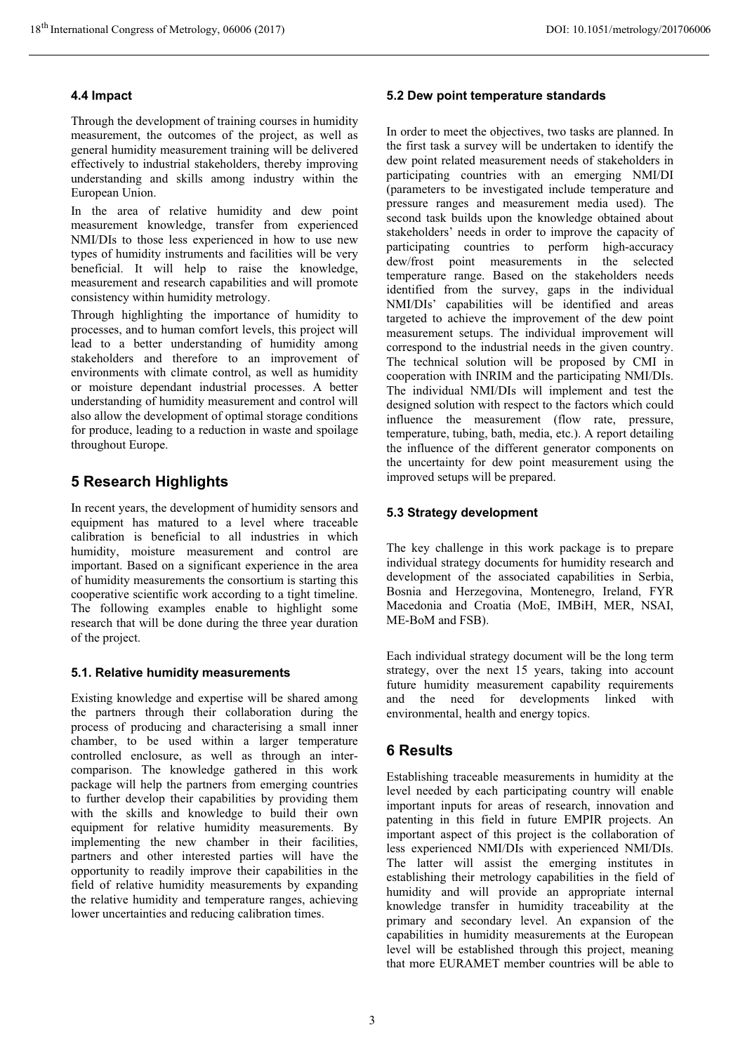### 4.4 Impact

Through the development of training courses in humidity measurement, the outcomes of the project, as well as general humidity measurement training will be delivered effectively to industrial stakeholders, thereby improving understanding and skills among industry within the European Union.

In the area of relative humidity and dew point measurement knowledge, transfer from experienced NMI/DIs to those less experienced in how to use new types of humidity instruments and facilities will be very beneficial. It will help to raise the knowledge, measurement and research capabilities and will promote consistency within humidity metrology.

Through highlighting the importance of humidity to processes, and to human comfort levels, this project will lead to a better understanding of humidity among stakeholders and therefore to an improvement of environments with climate control, as well as humidity or moisture dependant industrial processes. A better understanding of humidity measurement and control will also allow the development of optimal storage conditions for produce, leading to a reduction in waste and spoilage throughout Europe.

## 5 Research Highlights

In recent years, the development of humidity sensors and equipment has matured to a level where traceable calibration is beneficial to all industries in which humidity, moisture measurement and control are important. Based on a significant experience in the area of humidity measurements the consortium is starting this cooperative scientific work according to a tight timeline. The following examples enable to highlight some research that will be done during the three year duration of the project.

### 5.1. Relative humidity measurements

Existing knowledge and expertise will be shared among the partners through their collaboration during the process of producing and characterising a small inner chamber, to be used within a larger temperature controlled enclosure, as well as through an inter-comparison. The knowledge gathered in this work package will help the partners from emerging countries to further develop their capabilities by providing them with the skills and knowledge to build their own equipment for relative humidity measurements. By implementing the new chamber in their facilities, partners and other interested parties will have the opportunity to readily improve their capabilities in the field of relative humidity measurements by expanding the relative humidity and temperature ranges, achieving lower uncertainties and reducing calibration times.

### 5.2 Dew point temperature standards

In order to meet the objectives, two tasks are planned. In the first task a survey will be undertaken to identify the dew point related measurement needs of stakeholders in participating countries with an emerging NMI/DI (parameters to be investigated include temperature and pressure ranges and measurement media used). The second task builds upon the knowledge obtained about stakeholders' needs in order to improve the capacity of participating countries to perform high-accuracy dew/frost point measurements in the selected temperature range. Based on the stakeholders needs identified from the survey, gaps in the individual NMI/DIs' capabilities will be identified and areas targeted to achieve the improvement of the dew point measurement setups. The individual improvement will correspond to the industrial needs in the given country. The technical solution will be proposed by CMI in cooperation with INRIM and the participating NMI/DIs. The individual NMI/DIs will implement and test the designed solution with respect to the factors which could influence the measurement (flow rate, pressure, temperature, tubing, bath, media, etc.). A report detailing the influence of the different generator components on the uncertainty for dew point measurement using the improved setups will be prepared.

### 5.3 Strategy development

The key challenge in this work package is to prepare individual strategy documents for humidity research and development of the associated capabilities in Serbia, Bosnia and Herzegovina, Montenegro, Ireland, FYR Macedonia and Croatia (MoE, IMBiH, MER, NSAI, ME-BoM and FSB).

Each individual strategy document will be the long term strategy, over the next 15 years, taking into account future humidity measurement capability requirements and the need for developments linked with environmental, health and energy topics.

## 6 Results

Establishing traceable measurements in humidity at the level needed by each participating country will enable important inputs for areas of research, innovation and patenting in this field in future EMPIR projects. An important aspect of this project is the collaboration of less experienced NMI/DIs with experienced NMI/DIs. The latter will assist the emerging institutes in establishing their metrology capabilities in the field of humidity and will provide an appropriate internal knowledge transfer in humidity traceability at the primary and secondary level. An expansion of the capabilities in humidity measurements at the European level will be established through this project, meaning that more EURAMET member countries will be able to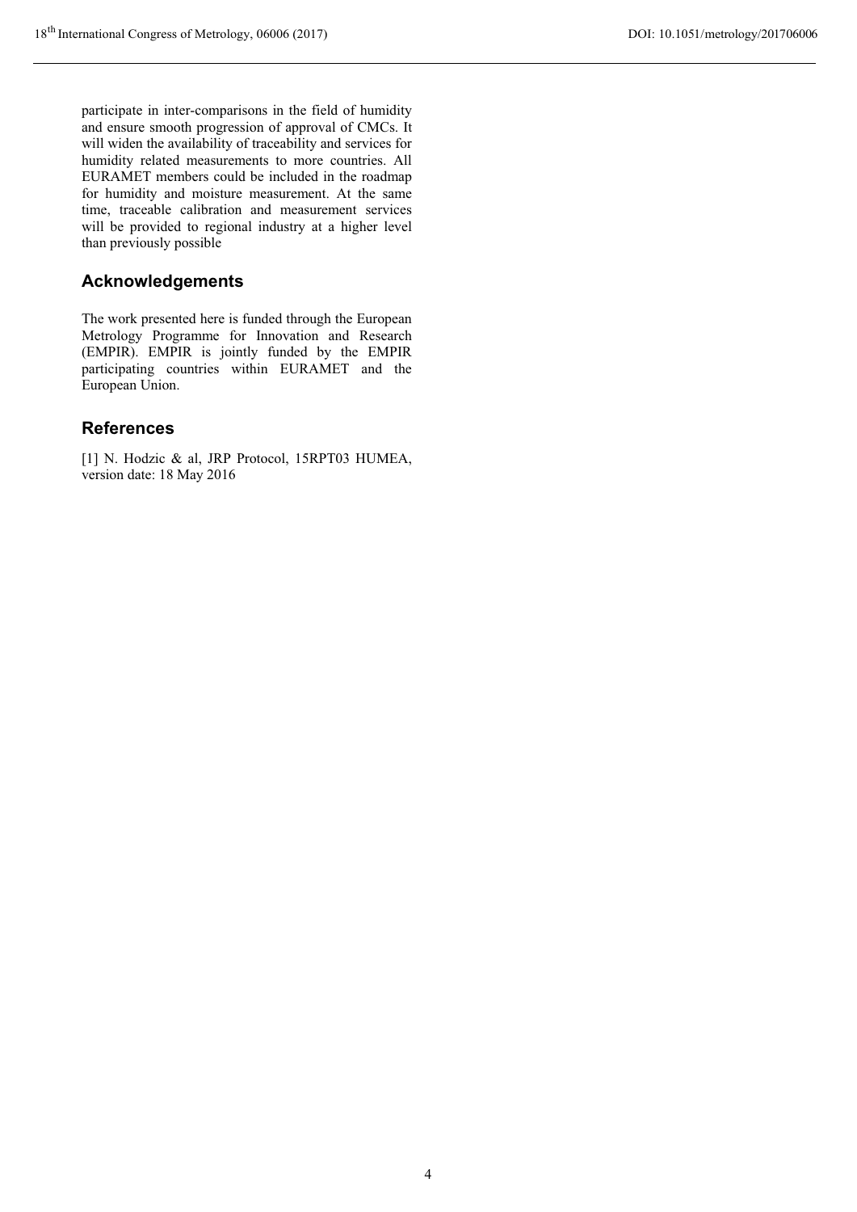participate in inter-comparisons in the field of humidity and ensure smooth progression of approval of CMCs. It will widen the availability of traceability and services for humidity related measurements to more countries. All EURAMET members could be included in the roadmap for humidity and moisture measurement. At the same time, traceable calibration and measurement services will be provided to regional industry at a higher level than previously possible

## Acknowledgements

The work presented here is funded through the European Metrology Programme for Innovation and Research (EMPIR). EMPIR is jointly funded by the EMPIR participating countries within EURAMET and the European Union.

## References

[1] N. Hodzic & al, JRP Protocol, 15RPT03 HUMEA, version date: 18 May 2016